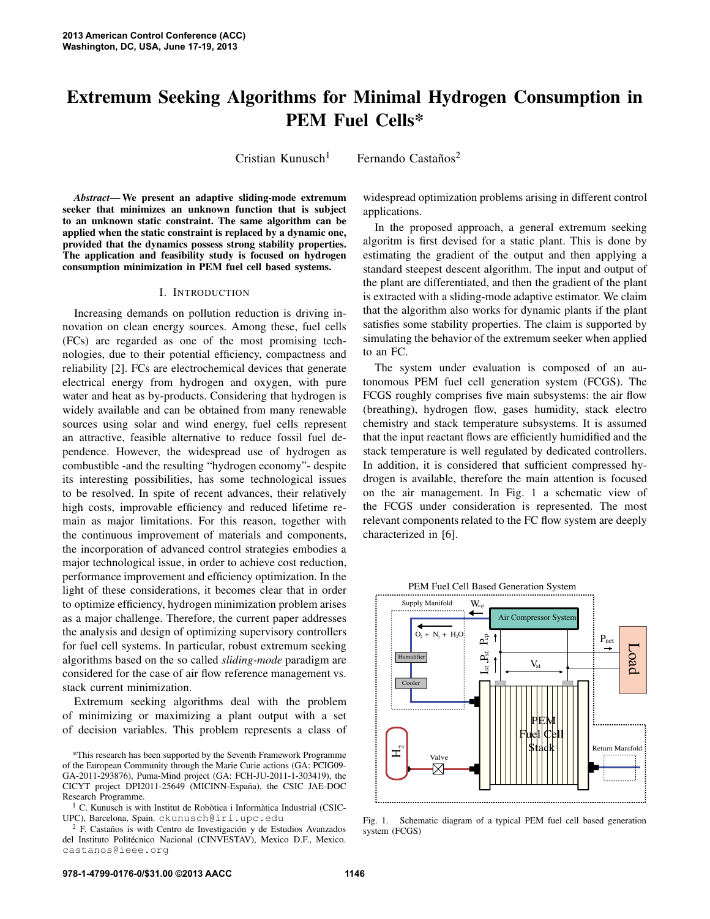# Extremum Seeking Algorithms for Minimal Hydrogen Consumption in PEM Fuel Cells*

Cristian Kunusch[1] Fernando Castaños[2]

***Abstract*— We present an adaptive sliding-mode extremum seeker that minimizes an unknown function that is subject to an unknown static constraint. The same algorithm can be applied when the static constraint is replaced by a dynamic one, provided that the dynamics possess strong stability properties. The application and feasibility study is focused on hydrogen consumption minimization in PEM fuel cell based systems.**

## I. INTRODUCTION

Increasing demands on pollution reduction is driving innovation on clean energy sources. Among these, fuel cells (FCs) are regarded as one of the most promising technologies, due to their potential efficiency, compactness and reliability [2]. FCs are electrochemical devices that generate electrical energy from hydrogen and oxygen, with pure water and heat as by-products. Considering that hydrogen is widely available and can be obtained from many renewable sources using solar and wind energy, fuel cells represent an attractive, feasible alternative to reduce fossil fuel dependence. However, the widespread use of hydrogen as combustible -and the resulting "hydrogen economy"- despite its interesting possibilities, has some technological issues to be resolved. In spite of recent advances, their relatively high costs, improvable efficiency and reduced lifetime remain as major limitations. For this reason, together with the continuous improvement of materials and components, the incorporation of advanced control strategies embodies a major technological issue, in order to achieve cost reduction, performance improvement and efficiency optimization. In the light of these considerations, it becomes clear that in order to optimize efficiency, hydrogen minimization problem arises as a major challenge. Therefore, the current paper addresses the analysis and design of optimizing supervisory controllers for fuel cell systems. In particular, robust extremum seeking algorithms based on the so called *sliding-mode* paradigm are considered for the case of air flow reference management vs. stack current minimization.

Extremum seeking algorithms deal with the problem of minimizing or maximizing a plant output with a set of decision variables. This problem represents a class of widespread optimization problems arising in different control applications.

In the proposed approach, a general extremum seeking algoritm is first devised for a static plant. This is done by estimating the gradient of the output and then applying a standard steepest descent algorithm. The input and output of the plant are differentiated, and then the gradient of the plant is extracted with a sliding-mode adaptive estimator. We claim that the algorithm also works for dynamic plants if the plant satisfies some stability properties. The claim is supported by simulating the behavior of the extremum seeker when applied to an FC.

The system under evaluation is composed of an autonomous PEM fuel cell generation system (FCGS). The FCGS roughly comprises five main subsystems: the air flow (breathing), hydrogen flow, gases humidity, stack electro chemistry and stack temperature subsystems. It is assumed that the input reactant flows are efficiently humidified and the stack temperature is well regulated by dedicated controllers. In addition, it is considered that sufficient compressed hydrogen is available, therefore the main attention is focused on the air management. In Fig. 1 a schematic view of the FCGS under consideration is represented. The most relevant components related to the FC flow system are deeply characterized in [6].

Fig. 1. Schematic diagram of a typical PEM fuel cell based generation system (FCGS)

*This research has been supported by the Seventh Framework Programme of the European Community through the Marie Curie actions (GA: PCIG09-GA-2011-293876), Puma-Mind project (GA: FCH-JU-2011-1-303419), the CICYT project DPI2011-25649 (MICINN-España), the CSIC JAE-DOC Research Programme.

[1] C. Kunusch is with Institut de Robòtica i Informàtica Industrial (CSIC-UPC), Barcelona, Spain. ckunusch@iri.upc.edu

[2] F. Castaños is with Centro de Investigación y de Estudios Avanzados del Instituto Politécnico Nacional (CINVESTAV), Mexico D.F., Mexico. castanos@ieee.org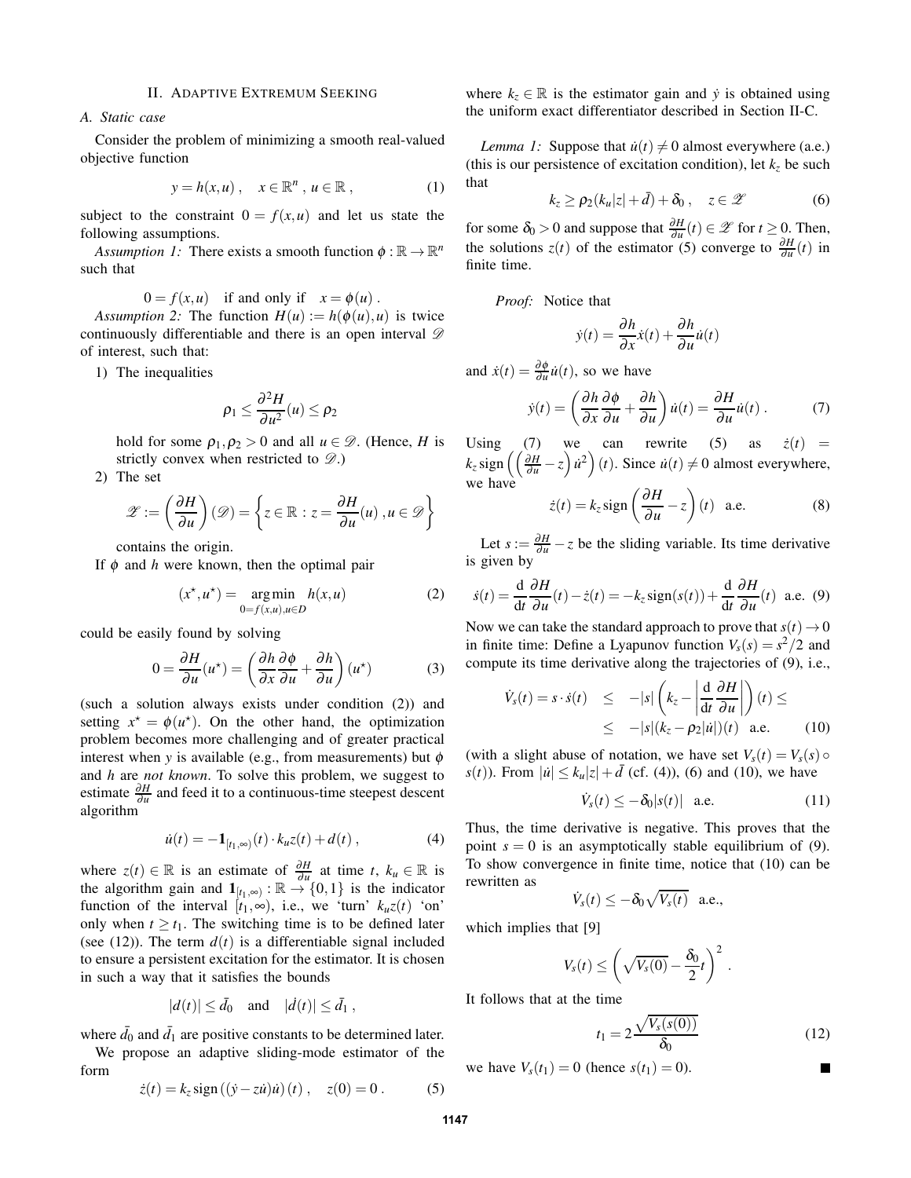## II. Adaptive Extremum Seeking

### A. Static case

Consider the problem of minimizing a smooth real-valued objective function

$$y = h(x,u)\,, \quad x \in \mathbb{R}^n\,,\, u \in \mathbb{R}\,, \tag{1}$$

subject to the constraint $0 = f(x,u)$ and let us state the following assumptions.

*Assumption 1:* There exists a smooth function $\phi : \mathbb{R} \to \mathbb{R}^n$ such that

$$0 = f(x,u) \quad \text{if and only if} \quad x = \phi(u)\,.$$

*Assumption 2:* The function $H(u) := h(\phi(u),u)$ is twice continuously differentiable and there is an open interval $\mathscr{D}$ of interest, such that:

1) The inequalities

$$\rho_1 \leq \frac{\partial^2 H}{\partial u^2}(u) \leq \rho_2$$

hold for some $\rho_1, \rho_2 > 0$ and all $u \in \mathscr{D}$. (Hence, $H$ is strictly convex when restricted to $\mathscr{D}$.)

2) The set

$$\mathscr{Z} := \left(\frac{\partial H}{\partial u}\right)(\mathscr{D}) = \left\{ z \in \mathbb{R} : z = \frac{\partial H}{\partial u}(u)\,, u \in \mathscr{D} \right\}$$

contains the origin.

If $\phi$ and $h$ were known, then the optimal pair

$$(x^\star, u^\star) = \underset{0=f(x,u), u\in D}{\arg\min}\; h(x,u) \tag{2}$$

could be easily found by solving

$$0 = \frac{\partial H}{\partial u}(u^\star) = \left( \frac{\partial h}{\partial x}\frac{\partial \phi}{\partial u} + \frac{\partial h}{\partial u} \right)(u^\star) \tag{3}$$

(such a solution always exists under condition (2)) and setting $x^\star = \phi(u^\star)$. On the other hand, the optimization problem becomes more challenging and of greater practical interest when $y$ is available (e.g., from measurements) but $\phi$ and $h$ are *not known*. To solve this problem, we suggest to estimate $\frac{\partial H}{\partial u}$ and feed it to a continuous-time steepest descent algorithm

$$\dot{u}(t) = -\mathbf{1}_{[t_1,\infty)}(t) \cdot k_u z(t) + d(t)\,, \tag{4}$$

where $z(t) \in \mathbb{R}$ is an estimate of $\frac{\partial H}{\partial u}$ at time $t$, $k_u \in \mathbb{R}$ is the algorithm gain and $\mathbf{1}_{[t_1,\infty)} : \mathbb{R} \to \{0,1\}$ is the indicator function of the interval $[t_1,\infty)$, i.e., we 'turn' $k_u z(t)$ 'on' only when $t \geq t_1$. The switching time is to be defined later (see (12)). The term $d(t)$ is a differentiable signal included to ensure a persistent excitation for the estimator. It is chosen in such a way that it satisfies the bounds

$$|d(t)| \leq \bar{d}_0 \quad \text{and} \quad |\dot{d}(t)| \leq \bar{d}_1\,,$$

where $\bar{d}_0$ and $\bar{d}_1$ are positive constants to be determined later.

We propose an adaptive sliding-mode estimator of the form

$$\dot{z}(t) = k_z \operatorname{sign}\left((\dot{y} - z\dot{u})\dot{u}\right)(t)\,, \quad z(0) = 0\,. \tag{5}$$

where $k_z \in \mathbb{R}$ is the estimator gain and $\dot{y}$ is obtained using the uniform exact differentiator described in Section II-C.

*Lemma 1:* Suppose that $\dot{u}(t) \neq 0$ almost everywhere (a.e.) (this is our persistence of excitation condition), let $k_z$ be such that

$$k_z \geq \rho_2(k_u|z| + \bar{d}) + \delta_0\,, \quad z \in \mathscr{Z} \tag{6}$$

for some $\delta_0 > 0$ and suppose that $\frac{\partial H}{\partial u}(t) \in \mathscr{Z}$ for $t \geq 0$. Then, the solutions $z(t)$ of the estimator (5) converge to $\frac{\partial H}{\partial u}(t)$ in finite time.

*Proof:* Notice that

$$\dot{y}(t) = \frac{\partial h}{\partial x}\dot{x}(t) + \frac{\partial h}{\partial u}\dot{u}(t)$$

and $\dot{x}(t) = \frac{\partial \phi}{\partial u}\dot{u}(t)$, so we have

$$\dot{y}(t) = \left( \frac{\partial h}{\partial x}\frac{\partial \phi}{\partial u} + \frac{\partial h}{\partial u} \right)\dot{u}(t) = \frac{\partial H}{\partial u}\dot{u}(t)\,. \tag{7}$$

Using (7) we can rewrite (5) as $\dot{z}(t) = k_z \operatorname{sign}\left(\left(\frac{\partial H}{\partial u} - z\right)\dot{u}^2\right)(t)$. Since $\dot{u}(t) \neq 0$ almost everywhere, we have

$$\dot{z}(t) = k_z \operatorname{sign}\left(\frac{\partial H}{\partial u} - z\right)(t) \quad \text{a.e.} \tag{8}$$

Let $s := \frac{\partial H}{\partial u} - z$ be the sliding variable. Its time derivative is given by

$$\dot{s}(t) = \frac{\mathrm{d}}{\mathrm{d}t}\frac{\partial H}{\partial u}(t) - \dot{z}(t) = -k_z \operatorname{sign}(s(t)) + \frac{\mathrm{d}}{\mathrm{d}t}\frac{\partial H}{\partial u}(t) \quad \text{a.e.} \tag{9}$$

Now we can take the standard approach to prove that $s(t) \to 0$ in finite time: Define a Lyapunov function $V_s(s) = s^2/2$ and compute its time derivative along the trajectories of (9), i.e.,

$$\begin{aligned} \dot{V}_s(t) = s \cdot \dot{s}(t) &\leq -|s|\left(k_z - \left|\frac{\mathrm{d}}{\mathrm{d}t}\frac{\partial H}{\partial u}\right|\right)(t) \leq \\ &\leq -|s|(k_z - \rho_2|\dot{u}|)(t) \quad \text{a.e.} \end{aligned} \tag{10}$$

(with a slight abuse of notation, we have set $V_s(t) = V_s(s) \circ s(t)$). From $|\dot{u}| \leq k_u|z| + \bar{d}$ (cf. (4)), (6) and (10), we have

$$\dot{V}_s(t) \leq -\delta_0|s(t)| \quad \text{a.e.} \tag{11}$$

Thus, the time derivative is negative. This proves that the point $s = 0$ is an asymptotically stable equilibrium of (9). To show convergence in finite time, notice that (10) can be rewritten as

$$\dot{V}_s(t) \leq -\delta_0\sqrt{V_s(t)} \quad \text{a.e.,}$$

which implies that [9]

$$V_s(t) \leq \left(\sqrt{V_s(0)} - \frac{\delta_0}{2}t\right)^2\,.$$

It follows that at the time

$$t_1 = 2\frac{\sqrt{V_s(s(0))}}{\delta_0} \tag{12}$$

we have $V_s(t_1) = 0$ (hence $s(t_1) = 0$). ∎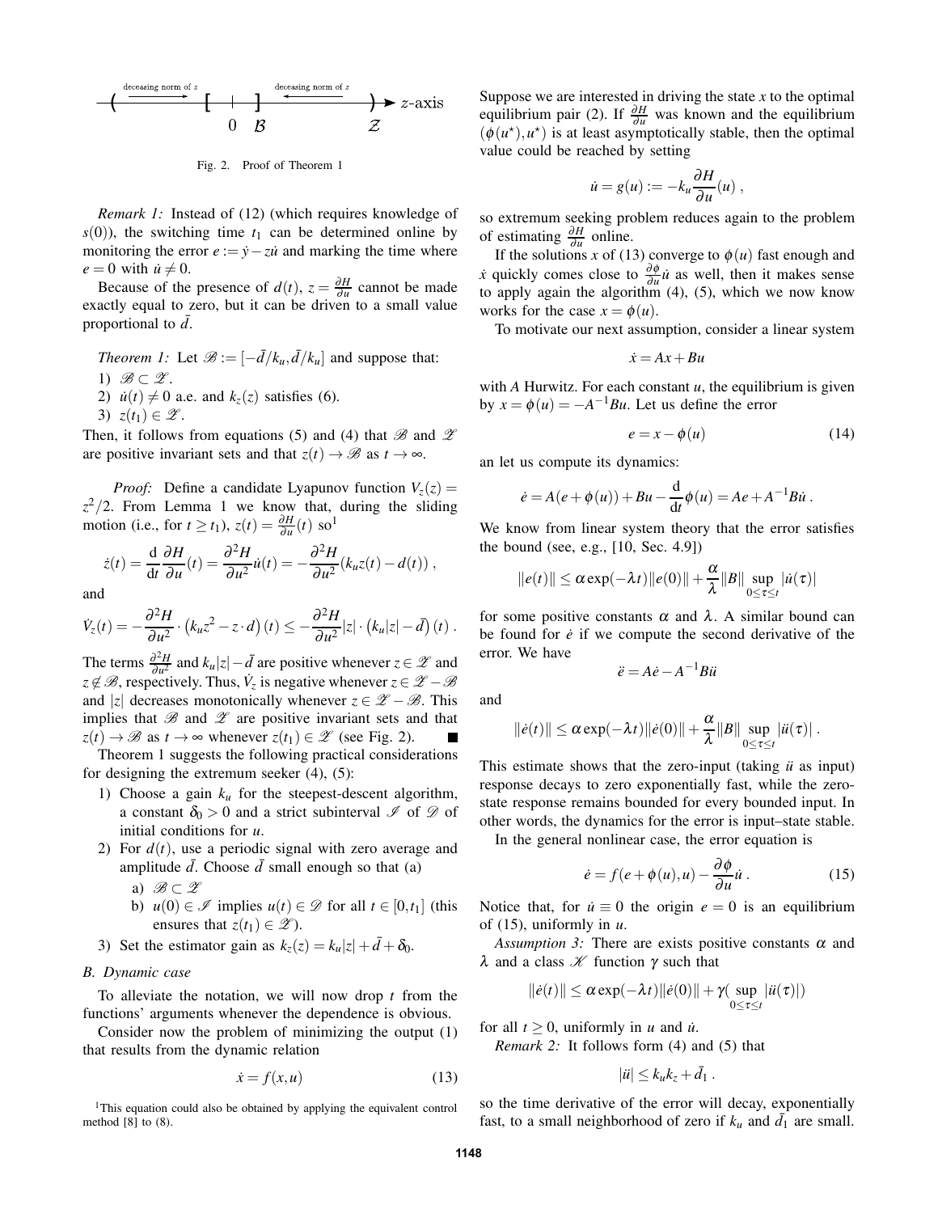Fig. 2. Proof of Theorem 1

*Remark 1:* Instead of (12) (which requires knowledge of $s(0)$), the switching time $t_1$ can be determined online by monitoring the error $e := \dot{y} - z\dot{u}$ and marking the time where $e = 0$ with $\dot{u} \neq 0$.

Because of the presence of $d(t)$, $z = \frac{\partial H}{\partial u}$ cannot be made exactly equal to zero, but it can be driven to a small value proportional to $\bar{d}$.

*Theorem 1:* Let $\mathscr{B} := [-\bar{d}/k_u, \bar{d}/k_u]$ and suppose that:

1) $\mathscr{B} \subset \mathscr{Z}$.
2) $\dot{u}(t) \neq 0$ a.e. and $k_z(z)$ satisfies (6).
3) $z(t_1) \in \mathscr{Z}$.

Then, it follows from equations (5) and (4) that $\mathscr{B}$ and $\mathscr{Z}$ are positive invariant sets and that $z(t) \to \mathscr{B}$ as $t \to \infty$.

*Proof:* Define a candidate Lyapunov function $V_z(z) = z^2/2$. From Lemma 1 we know that, during the sliding motion (i.e., for $t \geq t_1$), $z(t) = \frac{\partial H}{\partial u}(t)$ so[1]

$$\dot{z}(t) = \frac{\mathrm{d}}{\mathrm{d}t}\frac{\partial H}{\partial u}(t) = \frac{\partial^2 H}{\partial u^2}\dot{u}(t) = -\frac{\partial^2 H}{\partial u^2}(k_u z(t) - d(t)) \,,$$

and

$$\dot{V}_z(t) = -\frac{\partial^2 H}{\partial u^2} \cdot \left(k_u z^2 - z \cdot d\right)(t) \leq -\frac{\partial^2 H}{\partial u^2}|z| \cdot \left(k_u|z| - \bar{d}\right)(t) \,.$$

The terms $\frac{\partial^2 H}{\partial u^2}$ and $k_u|z| - \bar{d}$ are positive whenever $z \in \mathscr{Z}$ and $z \notin \mathscr{B}$, respectively. Thus, $\dot{V}_z$ is negative whenever $z \in \mathscr{Z} - \mathscr{B}$ and $|z|$ decreases monotonically whenever $z \in \mathscr{Z} - \mathscr{B}$. This implies that $\mathscr{B}$ and $\mathscr{Z}$ are positive invariant sets and that $z(t) \to \mathscr{B}$ as $t \to \infty$ whenever $z(t_1) \in \mathscr{Z}$ (see Fig. 2). ∎

Theorem 1 suggests the following practical considerations for designing the extremum seeker (4), (5):

1) Choose a gain $k_u$ for the steepest-descent algorithm, a constant $\delta_0 > 0$ and a strict subinterval $\mathscr{I}$ of $\mathscr{D}$ of initial conditions for $u$.
2) For $d(t)$, use a periodic signal with zero average and amplitude $\bar{d}$. Choose $\bar{d}$ small enough so that (a)
   a) $\mathscr{B} \subset \mathscr{Z}$
   b) $u(0) \in \mathscr{I}$ implies $u(t) \in \mathscr{D}$ for all $t \in [0, t_1]$ (this ensures that $z(t_1) \in \mathscr{Z}$).
3) Set the estimator gain as $k_z(z) = k_u|z| + \bar{d} + \delta_0$.

### B. Dynamic case

To alleviate the notation, we will now drop $t$ from the functions' arguments whenever the dependence is obvious.

Consider now the problem of minimizing the output (1) that results from the dynamic relation

$$\dot{x} = f(x, u) \tag{13}$$

[1] This equation could also be obtained by applying the equivalent control method [8] to (8).

Suppose we are interested in driving the state $x$ to the optimal equilibrium pair (2). If $\frac{\partial H}{\partial u}$ was known and the equilibrium $(\phi(u^\star), u^\star)$ is at least asymptotically stable, then the optimal value could be reached by setting

$$\dot{u} = g(u) := -k_u \frac{\partial H}{\partial u}(u) \,,$$

so extremum seeking problem reduces again to the problem of estimating $\frac{\partial H}{\partial u}$ online.

If the solutions $x$ of (13) converge to $\phi(u)$ fast enough and $\dot{x}$ quickly comes close to $\frac{\partial \phi}{\partial u}\dot{u}$ as well, then it makes sense to apply again the algorithm (4), (5), which we now know works for the case $x = \phi(u)$.

To motivate our next assumption, consider a linear system

$$\dot{x} = Ax + Bu$$

with $A$ Hurwitz. For each constant $u$, the equilibrium is given by $x = \phi(u) = -A^{-1}Bu$. Let us define the error

$$e = x - \phi(u) \tag{14}$$

an let us compute its dynamics:

$$\dot{e} = A(e + \phi(u)) + Bu - \frac{\mathrm{d}}{\mathrm{d}t}\phi(u) = Ae + A^{-1}B\dot{u} \,.$$

We know from linear system theory that the error satisfies the bound (see, e.g., [10, Sec. 4.9])

$$\|e(t)\| \leq \alpha \exp(-\lambda t)\|e(0)\| + \frac{\alpha}{\lambda}\|B\| \sup_{0 \leq \tau \leq t}|\dot{u}(\tau)|$$

for some positive constants $\alpha$ and $\lambda$. A similar bound can be found for $\dot{e}$ if we compute the second derivative of the error. We have

$$\ddot{e} = A\dot{e} - A^{-1}B\ddot{u}$$

and

$$\|\dot{e}(t)\| \leq \alpha \exp(-\lambda t)\|\dot{e}(0)\| + \frac{\alpha}{\lambda}\|B\| \sup_{0 \leq \tau \leq t}|\ddot{u}(\tau)| \,.$$

This estimate shows that the zero-input (taking $\ddot{u}$ as input) response decays to zero exponentially fast, while the zero-state response remains bounded for every bounded input. In other words, the dynamics for the error is input–state stable.

In the general nonlinear case, the error equation is

$$\dot{e} = f(e + \phi(u), u) - \frac{\partial \phi}{\partial u}\dot{u} \,. \tag{15}$$

Notice that, for $\dot{u} \equiv 0$ the origin $e = 0$ is an equilibrium of (15), uniformly in $u$.

*Assumption 3:* There are exists positive constants $\alpha$ and $\lambda$ and a class $\mathscr{K}$ function $\gamma$ such that

$$\|\dot{e}(t)\| \leq \alpha \exp(-\lambda t)\|\dot{e}(0)\| + \gamma(\sup_{0 \leq \tau \leq t}|\ddot{u}(\tau)|)$$

for all $t \geq 0$, uniformly in $u$ and $\dot{u}$.

*Remark 2:* It follows form (4) and (5) that

$$|\ddot{u}| \leq k_u k_z + \bar{d}_1 \,.$$

so the time derivative of the error will decay, exponentially fast, to a small neighborhood of zero if $k_u$ and $\bar{d}_1$ are small.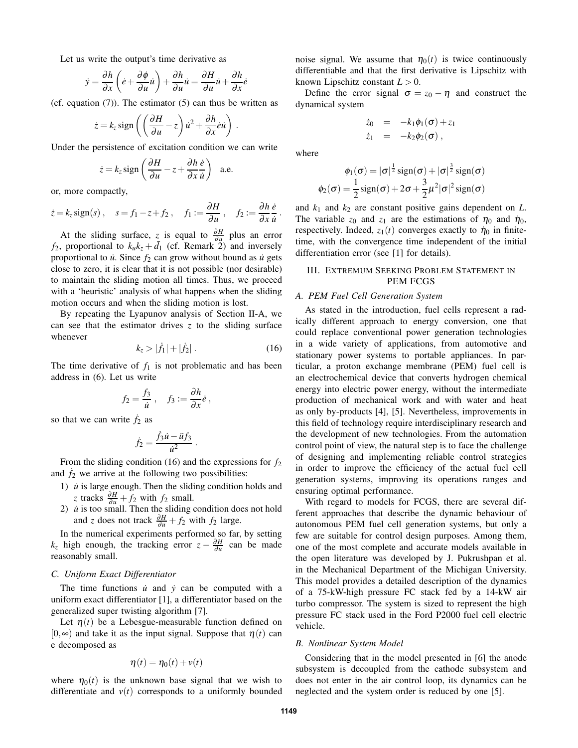Let us write the output's time derivative as

$$\dot{y} = \frac{\partial h}{\partial x}\left(\dot{e} + \frac{\partial \phi}{\partial u}\dot{u}\right) + \frac{\partial h}{\partial u}\dot{u} = \frac{\partial H}{\partial u}\dot{u} + \frac{\partial h}{\partial x}\dot{e}$$

(cf. equation (7)). The estimator (5) can thus be written as

$$\dot{z} = k_z \operatorname{sign}\left(\left(\frac{\partial H}{\partial u} - z\right)\dot{u}^2 + \frac{\partial h}{\partial x}\dot{e}\dot{u}\right) .$$

Under the persistence of excitation condition we can write

$$\dot{z} = k_z \operatorname{sign}\left(\frac{\partial H}{\partial u} - z + \frac{\partial h}{\partial x}\frac{\dot{e}}{\dot{u}}\right) \quad \text{a.e.}$$

or, more compactly,

$$\dot{z} = k_z \operatorname{sign}(s) , \quad s = f_1 - z + f_2 , \quad f_1 := \frac{\partial H}{\partial u} , \quad f_2 := \frac{\partial h}{\partial x}\frac{\dot{e}}{\dot{u}} .$$

At the sliding surface, $z$ is equal to $\frac{\partial H}{\partial u}$ plus an error $f_2$, proportional to $k_u k_z + \bar{d}_1$ (cf. Remark 2) and inversely proportional to $\dot{u}$. Since $f_2$ can grow without bound as $\dot{u}$ gets close to zero, it is clear that it is not possible (nor desirable) to maintain the sliding motion all times. Thus, we proceed with a 'heuristic' analysis of what happens when the sliding motion occurs and when the sliding motion is lost.

By repeating the Lyapunov analysis of Section II-A, we can see that the estimator drives $z$ to the sliding surface whenever

$$k_z > |\dot{f}_1| + |\dot{f}_2| . \tag{16}$$

The time derivative of $f_1$ is not problematic and has been address in (6). Let us write

$$f_2 = \frac{f_3}{\dot{u}} , \quad f_3 := \frac{\partial h}{\partial x}\dot{e} ,$$

so that we can write $\dot{f}_2$ as

$$\dot{f}_2 = \frac{\dot{f}_3 \dot{u} - \ddot{u} f_3}{\dot{u}^2} .$$

From the sliding condition (16) and the expressions for $f_2$ and $\dot{f}_2$ we arrive at the following two possibilities:

1) $\dot{u}$ is large enough. Then the sliding condition holds and $z$ tracks $\frac{\partial H}{\partial u} + f_2$ with $f_2$ small.
2) $\dot{u}$ is too small. Then the sliding condition does not hold and $z$ does not track $\frac{\partial H}{\partial u} + f_2$ with $f_2$ large.

In the numerical experiments performed so far, by setting $k_z$ high enough, the tracking error $z - \frac{\partial H}{\partial u}$ can be made reasonably small.

### C. Uniform Exact Differentiator

The time functions $\dot{u}$ and $\dot{y}$ can be computed with a uniform exact differentiator [1], a differentiator based on the generalized super twisting algorithm [7].

Let $\eta(t)$ be a Lebesgue-measurable function defined on $[0,\infty)$ and take it as the input signal. Suppose that $\eta(t)$ can e decomposed as

$$\eta(t) = \eta_0(t) + v(t)$$

where $\eta_0(t)$ is the unknown base signal that we wish to differentiate and $v(t)$ corresponds to a uniformly bounded noise signal. We assume that $\eta_0(t)$ is twice continuously differentiable and that the first derivative is Lipschitz with known Lipschitz constant $L > 0$.

Define the error signal $\sigma = z_0 - \eta$ and construct the dynamical system

$$\begin{aligned} \dot{z}_0 &= -k_1 \phi_1(\sigma) + z_1 \\ \dot{z}_1 &= -k_2 \phi_2(\sigma) , \end{aligned}$$

where

$$\phi_1(\sigma) = |\sigma|^{\frac{1}{2}} \operatorname{sign}(\sigma) + |\sigma|^{\frac{3}{2}} \operatorname{sign}(\sigma)$$
$$\phi_2(\sigma) = \frac{1}{2}\operatorname{sign}(\sigma) + 2\sigma + \frac{3}{2}\mu^2 |\sigma|^2 \operatorname{sign}(\sigma)$$

and $k_1$ and $k_2$ are constant positive gains dependent on $L$. The variable $z_0$ and $z_1$ are the estimations of $\eta_0$ and $\dot{\eta}_0$, respectively. Indeed, $z_1(t)$ converges exactly to $\dot{\eta}_0$ in finite-time, with the convergence time independent of the initial differentiation error (see [1] for details).

## III. Extremum Seeking Problem Statement in PEM FCGS

### A. PEM Fuel Cell Generation System

As stated in the introduction, fuel cells represent a radically different approach to energy conversion, one that could replace conventional power generation technologies in a wide variety of applications, from automotive and stationary power systems to portable appliances. In particular, a proton exchange membrane (PEM) fuel cell is an electrochemical device that converts hydrogen chemical energy into electric power energy, without the intermediate production of mechanical work and with water and heat as only by-products [4], [5]. Nevertheless, improvements in this field of technology require interdisciplinary research and the development of new technologies. From the automation control point of view, the natural step is to face the challenge of designing and implementing reliable control strategies in order to improve the efficiency of the actual fuel cell generation systems, improving its operations ranges and ensuring optimal performance.

With regard to models for FCGS, there are several different approaches that describe the dynamic behaviour of autonomous PEM fuel cell generation systems, but only a few are suitable for control design purposes. Among them, one of the most complete and accurate models available in the open literature was developed by J. Pukrushpan et al. in the Mechanical Department of the Michigan University. This model provides a detailed description of the dynamics of a 75-kW-high pressure FC stack fed by a 14-kW air turbo compressor. The system is sized to represent the high pressure FC stack used in the Ford P2000 fuel cell electric vehicle.

### B. Nonlinear System Model

Considering that in the model presented in [6] the anode subsystem is decoupled from the cathode subsystem and does not enter in the air control loop, its dynamics can be neglected and the system order is reduced by one [5].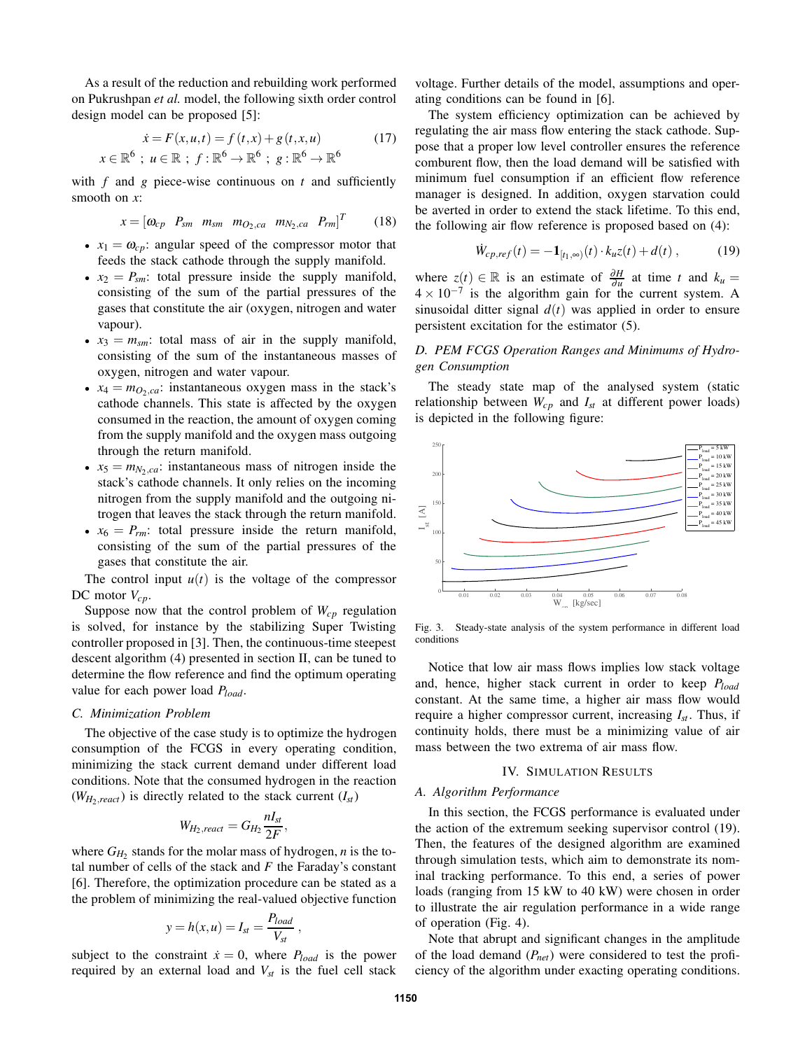As a result of the reduction and rebuilding work performed on Pukrushpan *et al.* model, the following sixth order control design model can be proposed [5]:

$$\dot{x} = F(x,u,t) = f(t,x) + g(t,x,u) \tag{17}$$
$$x \in \mathbb{R}^6 \ ; \ u \in \mathbb{R} \ ; \ f : \mathbb{R}^6 \to \mathbb{R}^6 \ ; \ g : \mathbb{R}^6 \to \mathbb{R}^6$$

with $f$ and $g$ piece-wise continuous on $t$ and sufficiently smooth on $x$:

$$x = [\omega_{cp} \ \ P_{sm} \ \ m_{sm} \ \ m_{O_2,ca} \ \ m_{N_2,ca} \ \ P_{rm}]^T \tag{18}$$

- $x_1 = \omega_{cp}$: angular speed of the compressor motor that feeds the stack cathode through the supply manifold.
- $x_2 = P_{sm}$: total pressure inside the supply manifold, consisting of the sum of the partial pressures of the gases that constitute the air (oxygen, nitrogen and water vapour).
- $x_3 = m_{sm}$: total mass of air in the supply manifold, consisting of the sum of the instantaneous masses of oxygen, nitrogen and water vapour.
- $x_4 = m_{O_2,ca}$: instantaneous oxygen mass in the stack's cathode channels. This state is affected by the oxygen consumed in the reaction, the amount of oxygen coming from the supply manifold and the oxygen mass outgoing through the return manifold.
- $x_5 = m_{N_2,ca}$: instantaneous mass of nitrogen inside the stack's cathode channels. It only relies on the incoming nitrogen from the supply manifold and the outgoing nitrogen that leaves the stack through the return manifold.
- $x_6 = P_{rm}$: total pressure inside the return manifold, consisting of the sum of the partial pressures of the gases that constitute the air.

The control input $u(t)$ is the voltage of the compressor DC motor $V_{cp}$.

Suppose now that the control problem of $W_{cp}$ regulation is solved, for instance by the stabilizing Super Twisting controller proposed in [3]. Then, the continuous-time steepest descent algorithm (4) presented in section II, can be tuned to determine the flow reference and find the optimum operating value for each power load $P_{load}$.

### C. Minimization Problem

The objective of the case study is to optimize the hydrogen consumption of the FCGS in every operating condition, minimizing the stack current demand under different load conditions. Note that the consumed hydrogen in the reaction ($W_{H_2,react}$) is directly related to the stack current ($I_{st}$)

$$W_{H_2,react} = G_{H_2} \frac{n I_{st}}{2F},$$

where $G_{H_2}$ stands for the molar mass of hydrogen, $n$ is the total number of cells of the stack and $F$ the Faraday's constant [6]. Therefore, the optimization procedure can be stated as a the problem of minimizing the real-valued objective function

$$y = h(x,u) = I_{st} = \frac{P_{load}}{V_{st}} ,$$

subject to the constraint $\dot{x} = 0$, where $P_{load}$ is the power required by an external load and $V_{st}$ is the fuel cell stack voltage. Further details of the model, assumptions and operating conditions can be found in [6].

The system efficiency optimization can be achieved by regulating the air mass flow entering the stack cathode. Suppose that a proper low level controller ensures the reference comburent flow, then the load demand will be satisfied with minimum fuel consumption if an efficient flow reference manager is designed. In addition, oxygen starvation could be averted in order to extend the stack lifetime. To this end, the following air flow reference is proposed based on (4):

$$\dot{W}_{cp,ref}(t) = -\mathbf{1}_{[t_1,\infty)}(t) \cdot k_u z(t) + d(t) \ , \tag{19}$$

where $z(t) \in \mathbb{R}$ is an estimate of $\frac{\partial H}{\partial u}$ at time $t$ and $k_u = 4 \times 10^{-7}$ is the algorithm gain for the current system. A sinusoidal ditter signal $d(t)$ was applied in order to ensure persistent excitation for the estimator (5).

### D. PEM FCGS Operation Ranges and Minimums of Hydrogen Consumption

The steady state map of the analysed system (static relationship between $W_{cp}$ and $I_{st}$ at different power loads) is depicted in the following figure:

Fig. 3. Steady-state analysis of the system performance in different load conditions

Notice that low air mass flows implies low stack voltage and, hence, higher stack current in order to keep $P_{load}$ constant. At the same time, a higher air mass flow would require a higher compressor current, increasing $I_{st}$. Thus, if continuity holds, there must be a minimizing value of air mass between the two extrema of air mass flow.

## IV. Simulation Results

### A. Algorithm Performance

In this section, the FCGS performance is evaluated under the action of the extremum seeking supervisor control (19). Then, the features of the designed algorithm are examined through simulation tests, which aim to demonstrate its nominal tracking performance. To this end, a series of power loads (ranging from 15 kW to 40 kW) were chosen in order to illustrate the air regulation performance in a wide range of operation (Fig. 4).

Note that abrupt and significant changes in the amplitude of the load demand ($P_{net}$) were considered to test the proficiency of the algorithm under exacting operating conditions.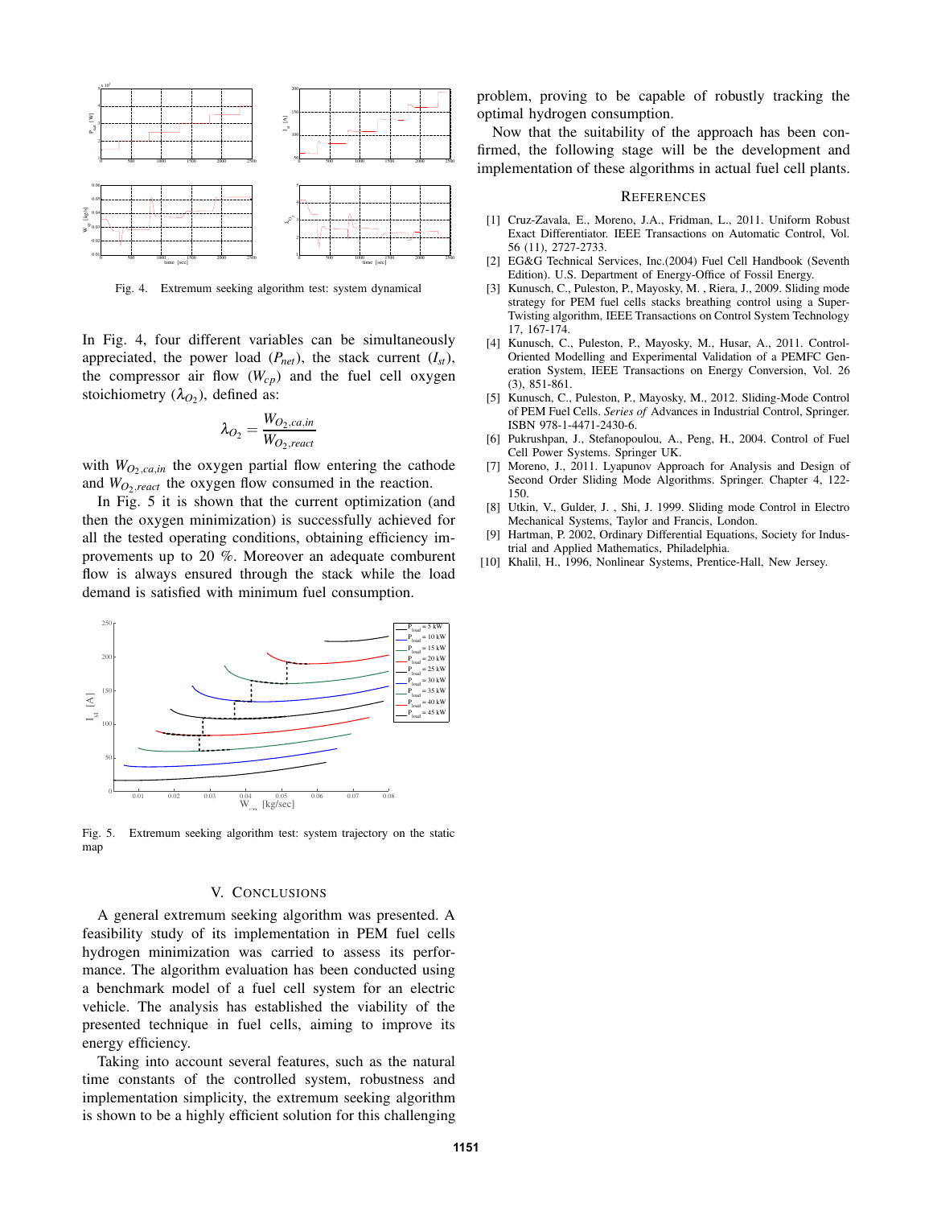$\times 10^4$
$P_{net}$ [W]
0 500 1000 1500 2000 2500

$I_{st}$ [A]
200 150 100 50
0 500 1000 1500 2000 2500

$W_{cp}$ [kg/s]
0.06 0.05 0.04 0.03 0.02 0.01
time [sec]
0 500 1000 1500 2000 2500

$\lambda_{O_2}$
time [sec]
0 500 1000 1500 2000 2500

Fig. 4. Extremum seeking algorithm test: system dynamical

In Fig. 4, four different variables can be simultaneously appreciated, the power load ($P_{net}$), the stack current ($I_{st}$), the compressor air flow ($W_{cp}$) and the fuel cell oxygen stoichiometry ($\lambda_{O_2}$), defined as:

$$\lambda_{O_2} = \frac{W_{O_2,ca,in}}{W_{O_2,react}}$$

with $W_{O_2,ca,in}$ the oxygen partial flow entering the cathode and $W_{O_2,react}$ the oxygen flow consumed in the reaction.

In Fig. 5 it is shown that the current optimization (and then the oxygen minimization) is successfully achieved for all the tested operating conditions, obtaining efficiency improvements up to 20 %. Moreover an adequate comburent flow is always ensured through the stack while the load demand is satisfied with minimum fuel consumption.

250 200 150 100 50 0
$I_{st}$ [A]
0.01 0.02 0.03 0.04 0.05 0.06 0.07 0.08
$W_{cp}$ [kg/sec]
$P_{load}$ = 5 kW
$P_{load}$ = 10 kW
$P_{load}$ = 15 kW
$P_{load}$ = 20 kW
$P_{load}$ = 25 kW
$P_{load}$ = 30 kW
$P_{load}$ = 35 kW
$P_{load}$ = 40 kW
$P_{load}$ = 45 kW

Fig. 5. Extremum seeking algorithm test: system trajectory on the static map

## V. Conclusions

A general extremum seeking algorithm was presented. A feasibility study of its implementation in PEM fuel cells hydrogen minimization was carried out to assess its performance. The algorithm evaluation has been conducted using a benchmark model of a fuel cell system for an electric vehicle. The analysis has established the viability of the presented technique in fuel cells, aiming to improve its energy efficiency.

Taking into account several features, such as the natural time constants of the controlled system, robustness and implementation simplicity, the extremum seeking algorithm is shown to be a highly efficient solution for this challenging problem, proving to be capable of robustly tracking the optimal hydrogen consumption.

Now that the suitability of the approach has been confirmed, the following stage will be the development and implementation of these algorithms in actual fuel cell plants.

## References

[1] Cruz-Zavala, E., Moreno, J.A., Fridman, L., 2011. Uniform Robust Exact Differentiator. IEEE Transactions on Automatic Control, Vol. 56 (11), 2727-2733.

[2] EG&G Technical Services, Inc.(2004) Fuel Cell Handbook (Seventh Edition). U.S. Department of Energy-Office of Fossil Energy.

[3] Kunusch, C., Puleston, P., Mayosky, M. , Riera, J., 2009. Sliding mode strategy for PEM fuel cells stacks breathing control using a Super-Twisting algorithm, IEEE Transactions on Control System Technology 17, 167-174.

[4] Kunusch, C., Puleston, P., Mayosky, M., Husar, A., 2011. Control-Oriented Modelling and Experimental Validation of a PEMFC Generation System, IEEE Transactions on Energy Conversion, Vol. 26 (3), 851-861.

[5] Kunusch, C., Puleston, P., Mayosky, M., 2012. Sliding-Mode Control of PEM Fuel Cells. *Series of* Advances in Industrial Control, Springer. ISBN 978-1-4471-2430-6.

[6] Pukrushpan, J., Stefanopoulou, A., Peng, H., 2004. Control of Fuel Cell Power Systems. Springer UK.

[7] Moreno, J.A., 2011. Lyapunov Approach for Analysis and Design of Second Order Sliding Mode Algorithms. Springer. Chapter 4, 122-150.

[8] Utkin, V., Gulder, J. , Shi, J. 1999. Sliding mode Control in Electro Mechanical Systems, Taylor and Francis, London.

[9] Hartman, P. 2002, Ordinary Differential Equations, Society for Industrial and Applied Mathematics, Philadelphia.

[10] Khalil, H., 1996, Nonlinear Systems, Prentice-Hall, New Jersey.